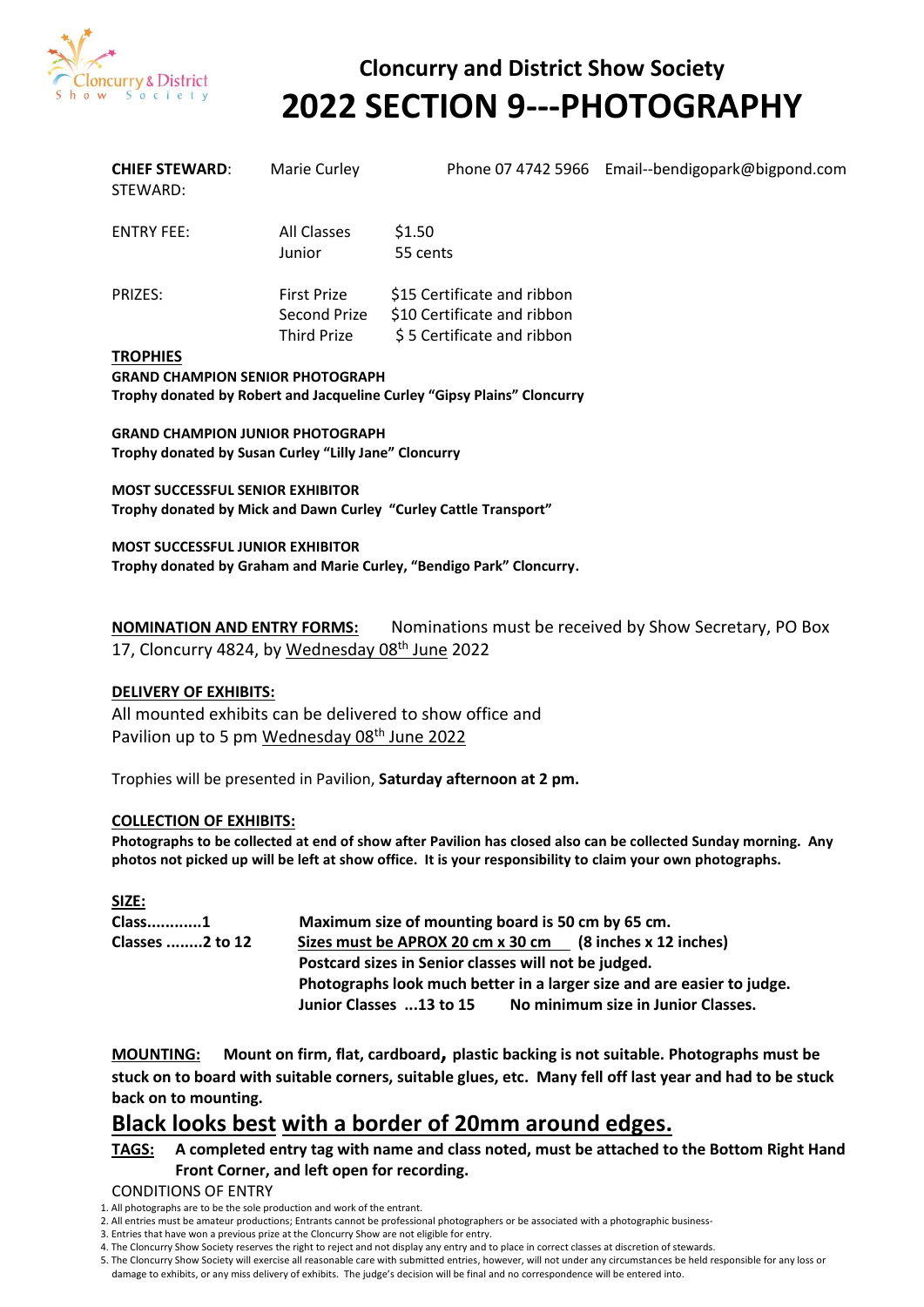# Cloncurry and District Show Society

# 2022 SECTION 9---PHOTOGRAPHY

**CHIEF STEWARD**: Marie Curley Phone 07 4742 5966 Email--bendigopark@bigpond.com

STEWARD:

| | | |
|---|---|---|
| ENTRY FEE: | All Classes | $1.50 |
| | Junior | 55 cents |
| PRIZES: | First Prize | $15 Certificate and ribbon |
| | Second Prize | $10 Certificate and ribbon |
| | Third Prize | $ 5 Certificate and ribbon |

**TROPHIES**

**GRAND CHAMPION SENIOR PHOTOGRAPH**
**Trophy donated by Robert and Jacqueline Curley "Gipsy Plains" Cloncurry**

**GRAND CHAMPION JUNIOR PHOTOGRAPH**
**Trophy donated by Susan Curley "Lilly Jane" Cloncurry**

**MOST SUCCESSFUL SENIOR EXHIBITOR**
**Trophy donated by Mick and Dawn Curley "Curley Cattle Transport"**

**MOST SUCCESSFUL JUNIOR EXHIBITOR**
**Trophy donated by Graham and Marie Curley, "Bendigo Park" Cloncurry.**

**NOMINATION AND ENTRY FORMS:** Nominations must be received by Show Secretary, PO Box 17, Cloncurry 4824, by Wednesday 08th June 2022

**DELIVERY OF EXHIBITS:**
All mounted exhibits can be delivered to show office and Pavilion up to 5 pm Wednesday 08th June 2022

Trophies will be presented in Pavilion, **Saturday afternoon at 2 pm.**

**COLLECTION OF EXHIBITS:**
**Photographs to be collected at end of show after Pavilion has closed also can be collected Sunday morning. Any photos not picked up will be left at show office. It is your responsibility to claim your own photographs.**

**SIZE:**

| | |
|---|---|
| **Class............1** | **Maximum size of mounting board is 50 cm by 65 cm.** |
| **Classes ........2 to 12** | **Sizes must be APROX 20 cm x 30 cm (8 inches x 12 inches)** |
| | **Postcard sizes in Senior classes will not be judged.** |
| | **Photographs look much better in a larger size and are easier to judge.** |
| | **Junior Classes ...13 to 15 No minimum size in Junior Classes.** |

**MOUNTING:** **Mount on firm, flat, cardboard, plastic backing is not suitable. Photographs must be stuck on to board with suitable corners, suitable glues, etc. Many fell off last year and had to be stuck back on to mounting.**

## Black looks best with a border of 20mm around edges.

**TAGS:** **A completed entry tag with name and class noted, must be attached to the Bottom Right Hand Front Corner, and left open for recording.**

CONDITIONS OF ENTRY

1. All photographs are to be the sole production and work of the entrant.
2. All entries must be amateur productions; Entrants cannot be professional photographers or be associated with a photographic business-
3. Entries that have won a previous prize at the Cloncurry Show are not eligible for entry.
4. The Cloncurry Show Society reserves the right to reject and not display any entry and to place in correct classes at discretion of stewards.
5. The Cloncurry Show Society will exercise all reasonable care with submitted entries, however, will not under any circumstances be held responsible for any loss or damage to exhibits, or any miss delivery of exhibits. The judge's decision will be final and no correspondence will be entered into.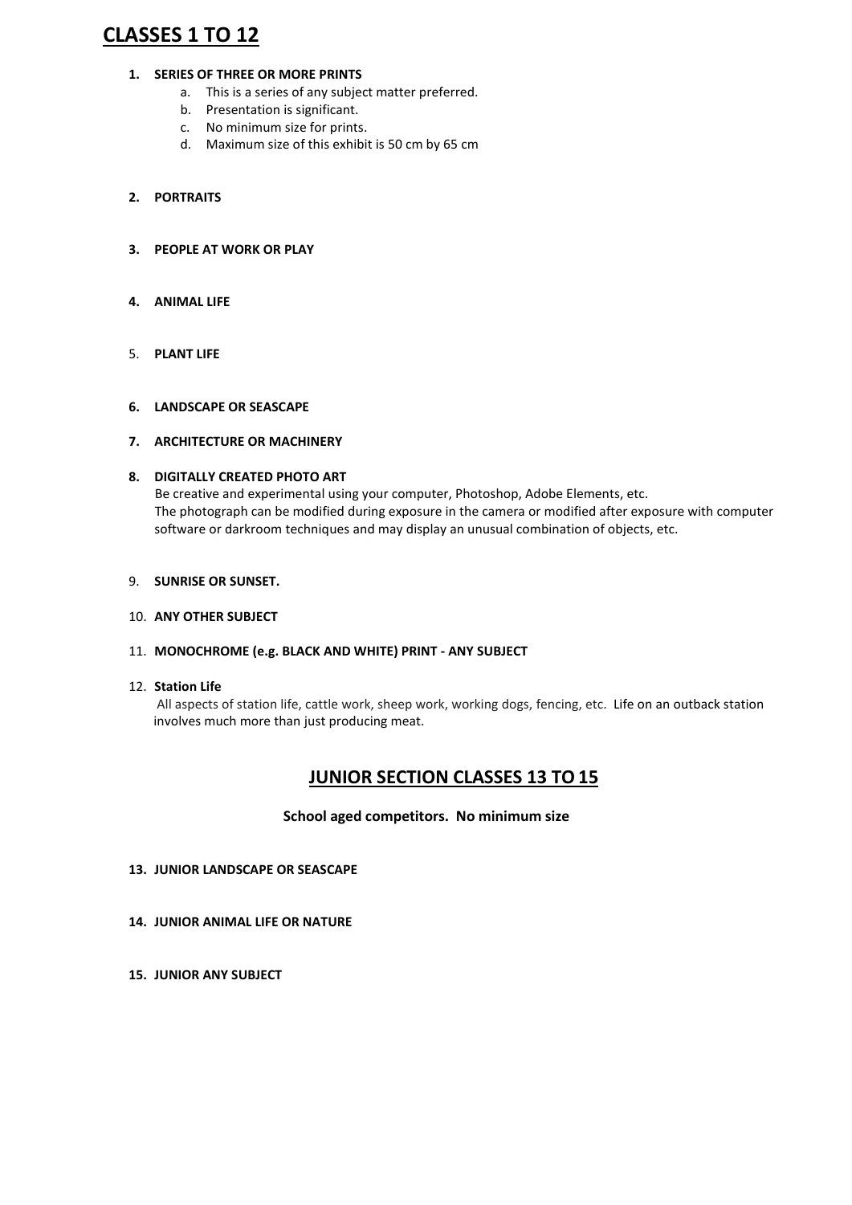# CLASSES 1 TO 12

1. **SERIES OF THREE OR MORE PRINTS**
   a. This is a series of any subject matter preferred.
   b. Presentation is significant.
   c. No minimum size for prints.
   d. Maximum size of this exhibit is 50 cm by 65 cm

2. **PORTRAITS**

3. **PEOPLE AT WORK OR PLAY**

4. **ANIMAL LIFE**

5. **PLANT LIFE**

6. **LANDSCAPE OR SEASCAPE**

7. **ARCHITECTURE OR MACHINERY**

8. **DIGITALLY CREATED PHOTO ART**
   Be creative and experimental using your computer, Photoshop, Adobe Elements, etc.
   The photograph can be modified during exposure in the camera or modified after exposure with computer software or darkroom techniques and may display an unusual combination of objects, etc.

9. **SUNRISE OR SUNSET.**

10. **ANY OTHER SUBJECT**

11. **MONOCHROME (e.g. BLACK AND WHITE) PRINT - ANY SUBJECT**

12. **Station Life**
    All aspects of station life, cattle work, sheep work, working dogs, fencing, etc. Life on an outback station involves much more than just producing meat.

## JUNIOR SECTION CLASSES 13 TO 15

**School aged competitors. No minimum size**

13. **JUNIOR LANDSCAPE OR SEASCAPE**

14. **JUNIOR ANIMAL LIFE OR NATURE**

15. **JUNIOR ANY SUBJECT**